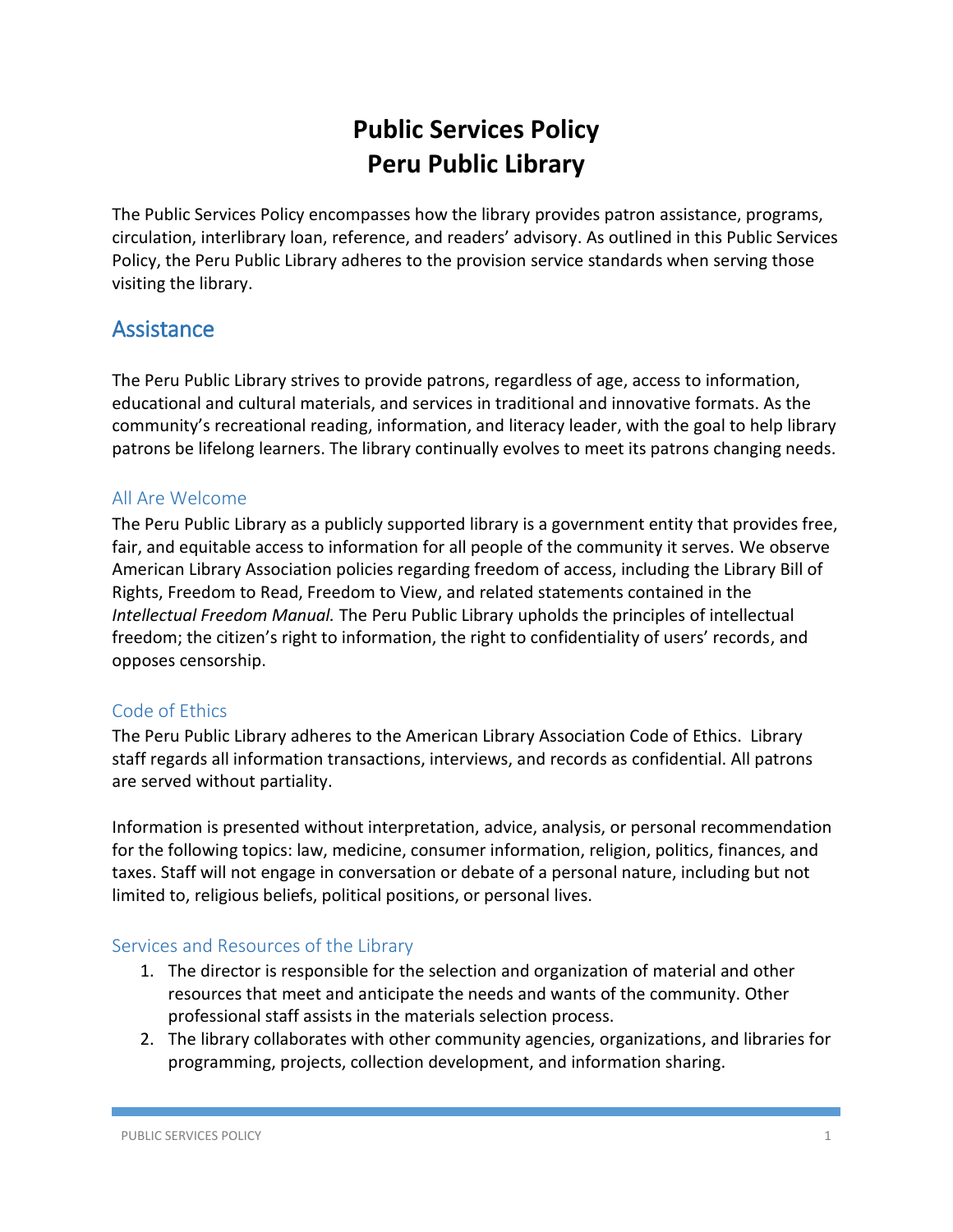# Public Services Policy
# Peru Public Library

The Public Services Policy encompasses how the library provides patron assistance, programs, circulation, interlibrary loan, reference, and readers' advisory. As outlined in this Public Services Policy, the Peru Public Library adheres to the provision service standards when serving those visiting the library.

## Assistance

The Peru Public Library strives to provide patrons, regardless of age, access to information, educational and cultural materials, and services in traditional and innovative formats. As the community's recreational reading, information, and literacy leader, with the goal to help library patrons be lifelong learners. The library continually evolves to meet its patrons changing needs.

### All Are Welcome

The Peru Public Library as a publicly supported library is a government entity that provides free, fair, and equitable access to information for all people of the community it serves. We observe American Library Association policies regarding freedom of access, including the Library Bill of Rights, Freedom to Read, Freedom to View, and related statements contained in the *Intellectual Freedom Manual.* The Peru Public Library upholds the principles of intellectual freedom; the citizen's right to information, the right to confidentiality of users' records, and opposes censorship.

### Code of Ethics

The Peru Public Library adheres to the American Library Association Code of Ethics. Library staff regards all information transactions, interviews, and records as confidential. All patrons are served without partiality.

Information is presented without interpretation, advice, analysis, or personal recommendation for the following topics: law, medicine, consumer information, religion, politics, finances, and taxes. Staff will not engage in conversation or debate of a personal nature, including but not limited to, religious beliefs, political positions, or personal lives.

### Services and Resources of the Library

1. The director is responsible for the selection and organization of material and other resources that meet and anticipate the needs and wants of the community. Other professional staff assists in the materials selection process.
2. The library collaborates with other community agencies, organizations, and libraries for programming, projects, collection development, and information sharing.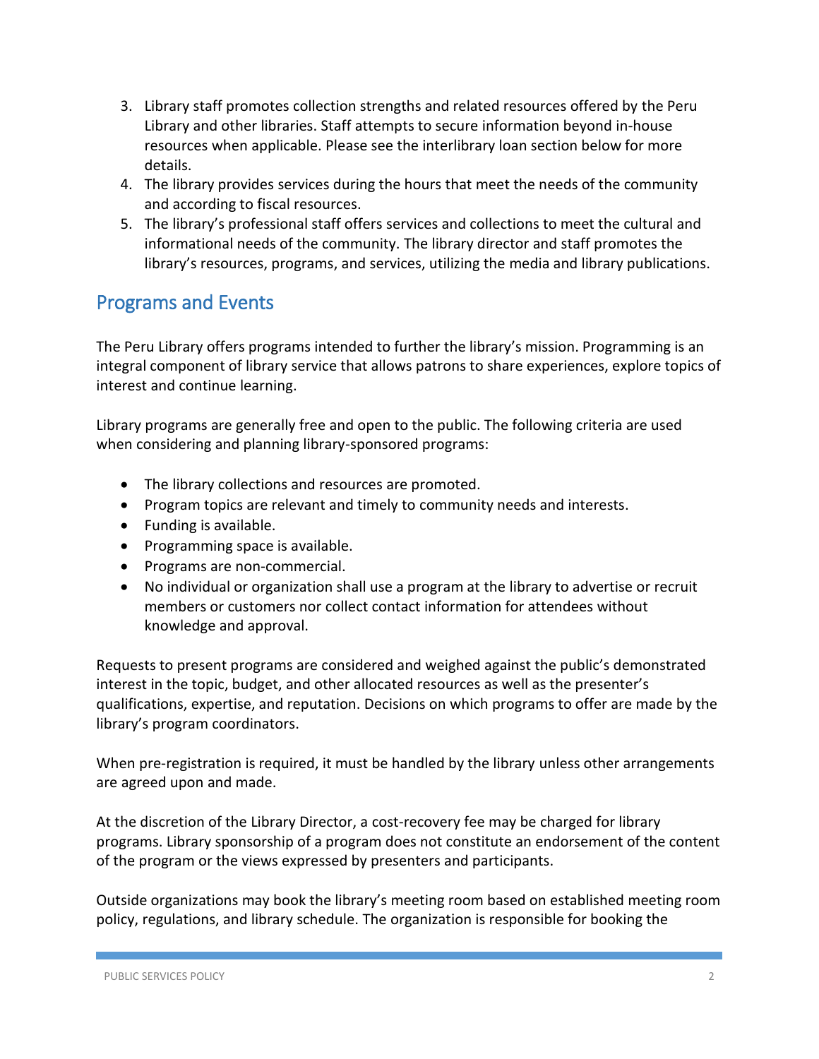3. Library staff promotes collection strengths and related resources offered by the Peru Library and other libraries. Staff attempts to secure information beyond in-house resources when applicable. Please see the interlibrary loan section below for more details.
4. The library provides services during the hours that meet the needs of the community and according to fiscal resources.
5. The library's professional staff offers services and collections to meet the cultural and informational needs of the community. The library director and staff promotes the library's resources, programs, and services, utilizing the media and library publications.

## Programs and Events

The Peru Library offers programs intended to further the library's mission. Programming is an integral component of library service that allows patrons to share experiences, explore topics of interest and continue learning.

Library programs are generally free and open to the public. The following criteria are used when considering and planning library-sponsored programs:

- The library collections and resources are promoted.
- Program topics are relevant and timely to community needs and interests.
- Funding is available.
- Programming space is available.
- Programs are non-commercial.
- No individual or organization shall use a program at the library to advertise or recruit members or customers nor collect contact information for attendees without knowledge and approval.

Requests to present programs are considered and weighed against the public's demonstrated interest in the topic, budget, and other allocated resources as well as the presenter's qualifications, expertise, and reputation. Decisions on which programs to offer are made by the library's program coordinators.

When pre-registration is required, it must be handled by the library unless other arrangements are agreed upon and made.

At the discretion of the Library Director, a cost-recovery fee may be charged for library programs. Library sponsorship of a program does not constitute an endorsement of the content of the program or the views expressed by presenters and participants.

Outside organizations may book the library's meeting room based on established meeting room policy, regulations, and library schedule. The organization is responsible for booking the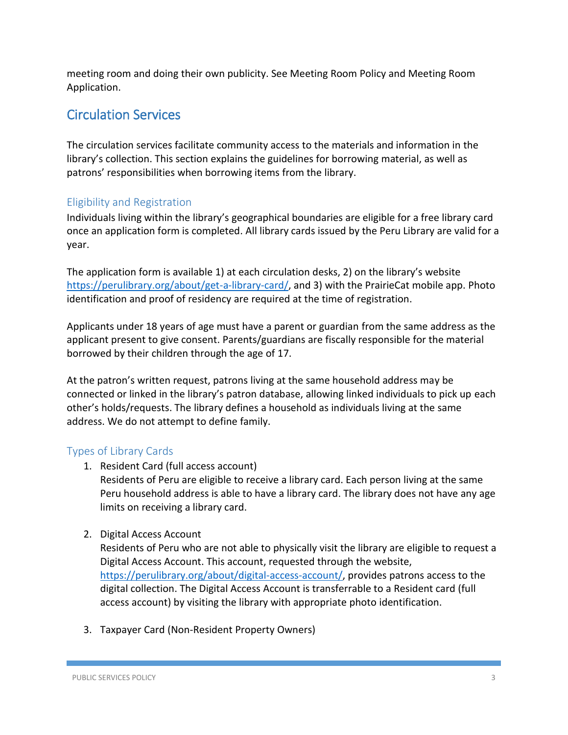meeting room and doing their own publicity. See Meeting Room Policy and Meeting Room Application.

## Circulation Services

The circulation services facilitate community access to the materials and information in the library's collection. This section explains the guidelines for borrowing material, as well as patrons' responsibilities when borrowing items from the library.

### Eligibility and Registration

Individuals living within the library's geographical boundaries are eligible for a free library card once an application form is completed. All library cards issued by the Peru Library are valid for a year.

The application form is available 1) at each circulation desks, 2) on the library's website https://perulibrary.org/about/get-a-library-card/, and 3) with the PrairieCat mobile app. Photo identification and proof of residency are required at the time of registration.

Applicants under 18 years of age must have a parent or guardian from the same address as the applicant present to give consent. Parents/guardians are fiscally responsible for the material borrowed by their children through the age of 17.

At the patron's written request, patrons living at the same household address may be connected or linked in the library's patron database, allowing linked individuals to pick up each other's holds/requests. The library defines a household as individuals living at the same address. We do not attempt to define family.

### Types of Library Cards

1. Resident Card (full access account)
   Residents of Peru are eligible to receive a library card. Each person living at the same Peru household address is able to have a library card. The library does not have any age limits on receiving a library card.

2. Digital Access Account
   Residents of Peru who are not able to physically visit the library are eligible to request a Digital Access Account. This account, requested through the website, https://perulibrary.org/about/digital-access-account/, provides patrons access to the digital collection. The Digital Access Account is transferrable to a Resident card (full access account) by visiting the library with appropriate photo identification.

3. Taxpayer Card (Non-Resident Property Owners)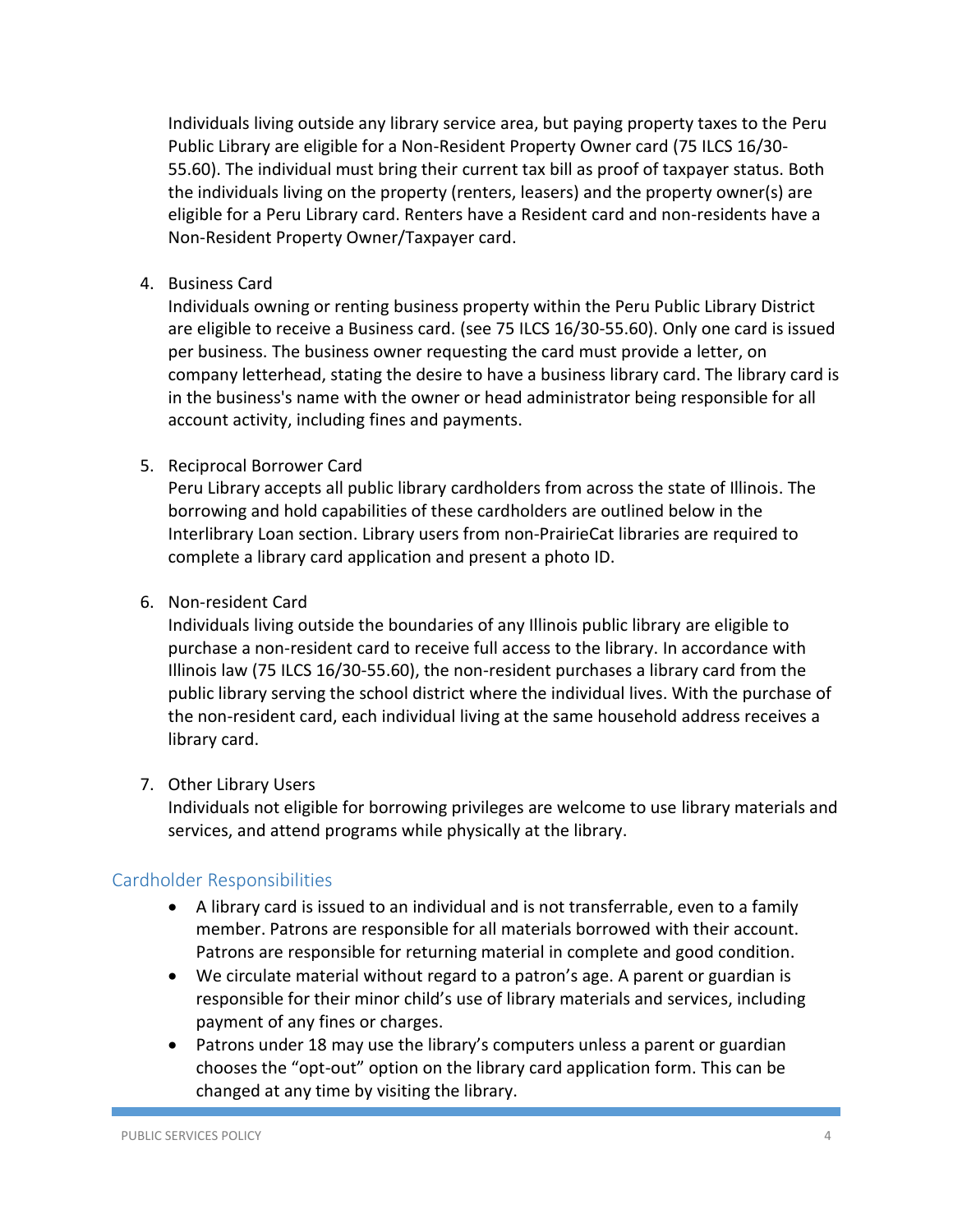Individuals living outside any library service area, but paying property taxes to the Peru Public Library are eligible for a Non-Resident Property Owner card (75 ILCS 16/30-55.60). The individual must bring their current tax bill as proof of taxpayer status. Both the individuals living on the property (renters, leasers) and the property owner(s) are eligible for a Peru Library card. Renters have a Resident card and non-residents have a Non-Resident Property Owner/Taxpayer card.

4. Business Card

   Individuals owning or renting business property within the Peru Public Library District are eligible to receive a Business card. (see 75 ILCS 16/30-55.60). Only one card is issued per business. The business owner requesting the card must provide a letter, on company letterhead, stating the desire to have a business library card. The library card is in the business's name with the owner or head administrator being responsible for all account activity, including fines and payments.

5. Reciprocal Borrower Card

   Peru Library accepts all public library cardholders from across the state of Illinois. The borrowing and hold capabilities of these cardholders are outlined below in the Interlibrary Loan section. Library users from non-PrairieCat libraries are required to complete a library card application and present a photo ID.

6. Non-resident Card

   Individuals living outside the boundaries of any Illinois public library are eligible to purchase a non-resident card to receive full access to the library. In accordance with Illinois law (75 ILCS 16/30-55.60), the non-resident purchases a library card from the public library serving the school district where the individual lives. With the purchase of the non-resident card, each individual living at the same household address receives a library card.

7. Other Library Users

   Individuals not eligible for borrowing privileges are welcome to use library materials and services, and attend programs while physically at the library.

## Cardholder Responsibilities

- A library card is issued to an individual and is not transferrable, even to a family member. Patrons are responsible for all materials borrowed with their account. Patrons are responsible for returning material in complete and good condition.
- We circulate material without regard to a patron's age. A parent or guardian is responsible for their minor child's use of library materials and services, including payment of any fines or charges.
- Patrons under 18 may use the library's computers unless a parent or guardian chooses the "opt-out" option on the library card application form. This can be changed at any time by visiting the library.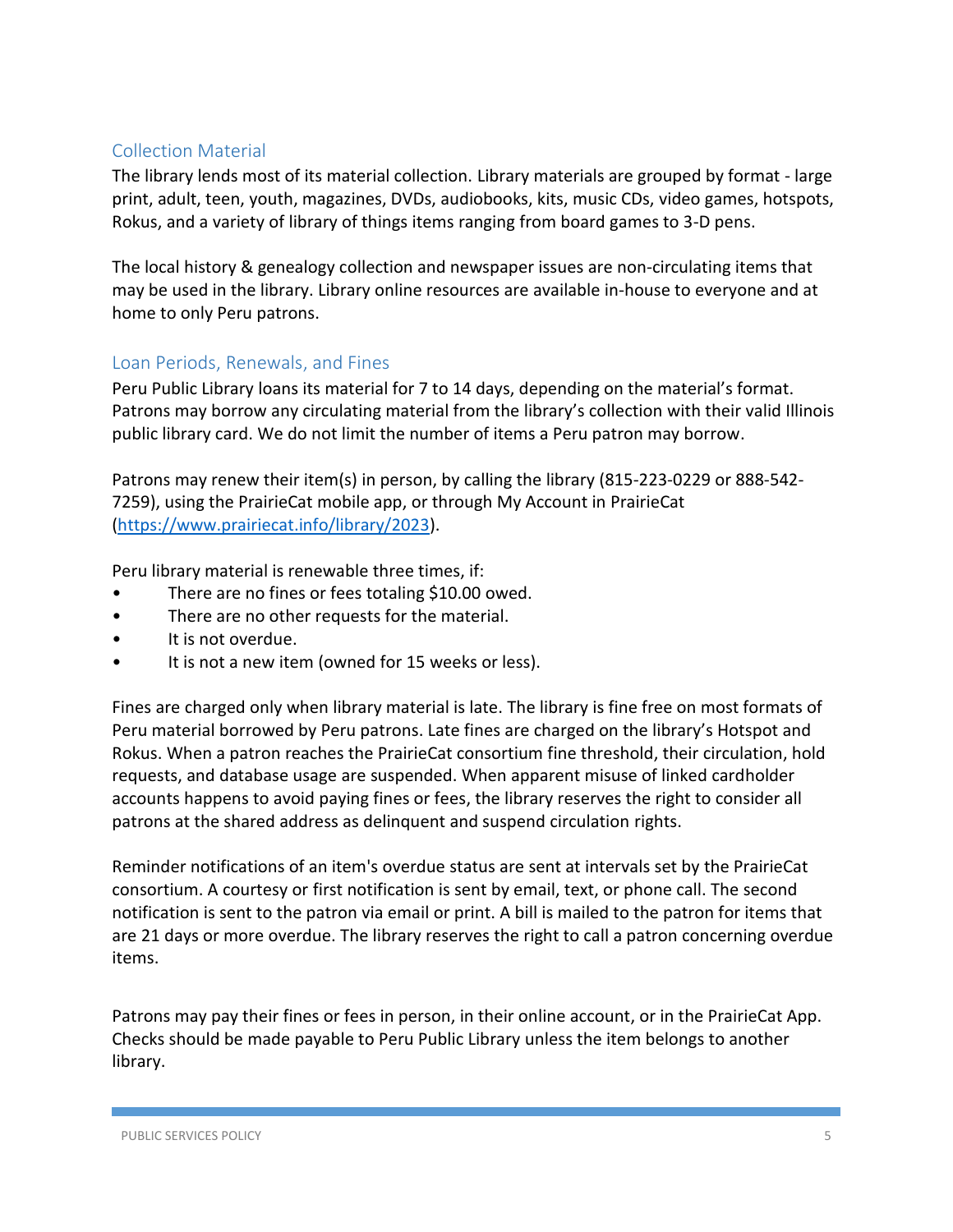## Collection Material

The library lends most of its material collection. Library materials are grouped by format - large print, adult, teen, youth, magazines, DVDs, audiobooks, kits, music CDs, video games, hotspots, Rokus, and a variety of library of things items ranging from board games to 3-D pens.

The local history & genealogy collection and newspaper issues are non-circulating items that may be used in the library. Library online resources are available in-house to everyone and at home to only Peru patrons.

## Loan Periods, Renewals, and Fines

Peru Public Library loans its material for 7 to 14 days, depending on the material's format. Patrons may borrow any circulating material from the library's collection with their valid Illinois public library card. We do not limit the number of items a Peru patron may borrow.

Patrons may renew their item(s) in person, by calling the library (815-223-0229 or 888-542-7259), using the PrairieCat mobile app, or through My Account in PrairieCat ([https://www.prairiecat.info/library/2023](https://www.prairiecat.info/library/2023)).

Peru library material is renewable three times, if:

- There are no fines or fees totaling $10.00 owed.
- There are no other requests for the material.
- It is not overdue.
- It is not a new item (owned for 15 weeks or less).

Fines are charged only when library material is late. The library is fine free on most formats of Peru material borrowed by Peru patrons. Late fines are charged on the library's Hotspot and Rokus. When a patron reaches the PrairieCat consortium fine threshold, their circulation, hold requests, and database usage are suspended. When apparent misuse of linked cardholder accounts happens to avoid paying fines or fees, the library reserves the right to consider all patrons at the shared address as delinquent and suspend circulation rights.

Reminder notifications of an item's overdue status are sent at intervals set by the PrairieCat consortium. A courtesy or first notification is sent by email, text, or phone call. The second notification is sent to the patron via email or print. A bill is mailed to the patron for items that are 21 days or more overdue. The library reserves the right to call a patron concerning overdue items.

Patrons may pay their fines or fees in person, in their online account, or in the PrairieCat App. Checks should be made payable to Peru Public Library unless the item belongs to another library.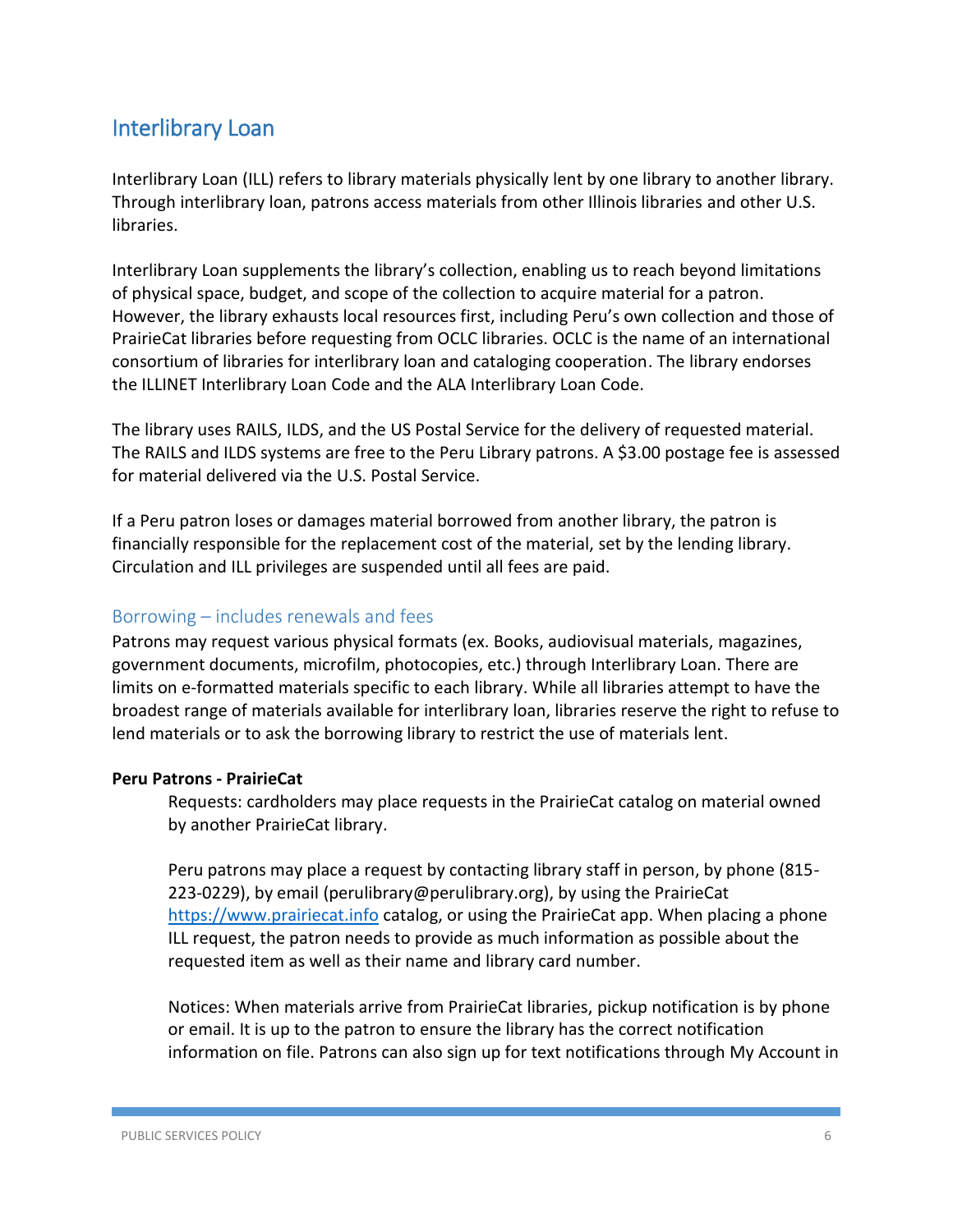## Interlibrary Loan

Interlibrary Loan (ILL) refers to library materials physically lent by one library to another library. Through interlibrary loan, patrons access materials from other Illinois libraries and other U.S. libraries.

Interlibrary Loan supplements the library's collection, enabling us to reach beyond limitations of physical space, budget, and scope of the collection to acquire material for a patron. However, the library exhausts local resources first, including Peru's own collection and those of PrairieCat libraries before requesting from OCLC libraries. OCLC is the name of an international consortium of libraries for interlibrary loan and cataloging cooperation. The library endorses the ILLINET Interlibrary Loan Code and the ALA Interlibrary Loan Code.

The library uses RAILS, ILDS, and the US Postal Service for the delivery of requested material. The RAILS and ILDS systems are free to the Peru Library patrons. A $3.00 postage fee is assessed for material delivered via the U.S. Postal Service.

If a Peru patron loses or damages material borrowed from another library, the patron is financially responsible for the replacement cost of the material, set by the lending library. Circulation and ILL privileges are suspended until all fees are paid.

### Borrowing – includes renewals and fees

Patrons may request various physical formats (ex. Books, audiovisual materials, magazines, government documents, microfilm, photocopies, etc.) through Interlibrary Loan. There are limits on e-formatted materials specific to each library. While all libraries attempt to have the broadest range of materials available for interlibrary loan, libraries reserve the right to refuse to lend materials or to ask the borrowing library to restrict the use of materials lent.

**Peru Patrons - PrairieCat**

Requests: cardholders may place requests in the PrairieCat catalog on material owned by another PrairieCat library.

Peru patrons may place a request by contacting library staff in person, by phone (815-223-0229), by email (perulibrary@perulibrary.org), by using the PrairieCat [https://www.prairiecat.info](https://www.prairiecat.info) catalog, or using the PrairieCat app. When placing a phone ILL request, the patron needs to provide as much information as possible about the requested item as well as their name and library card number.

Notices: When materials arrive from PrairieCat libraries, pickup notification is by phone or email. It is up to the patron to ensure the library has the correct notification information on file. Patrons can also sign up for text notifications through My Account in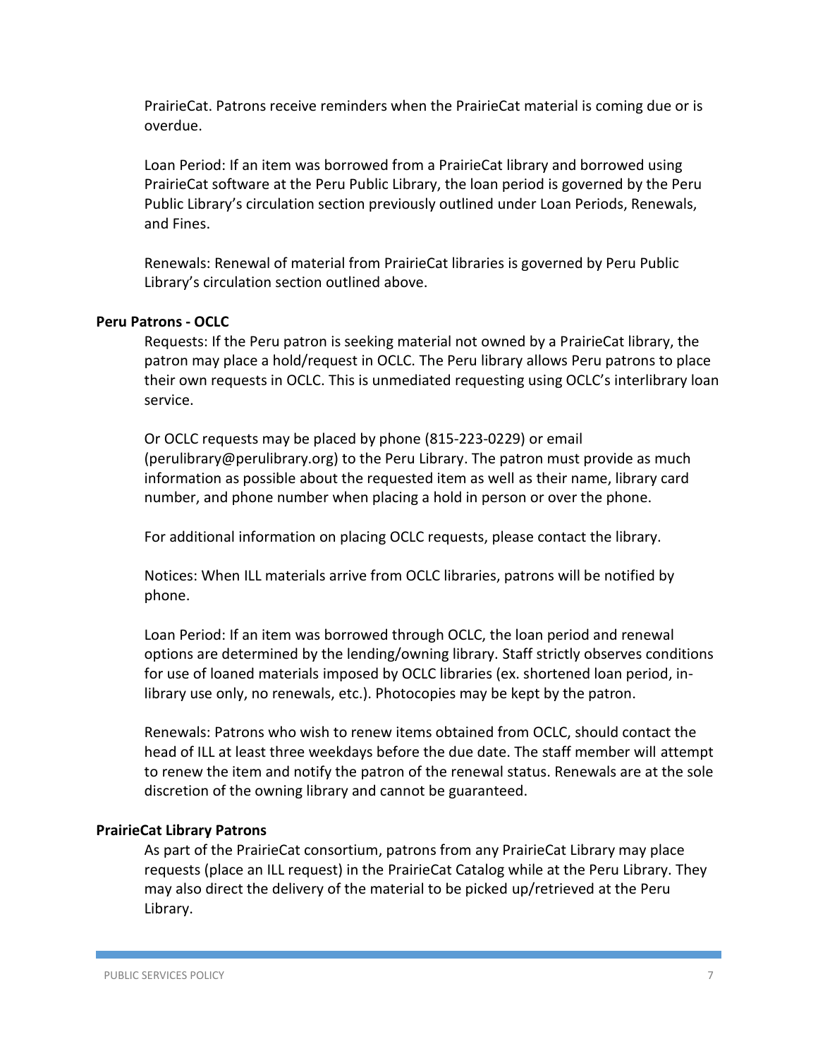PrairieCat. Patrons receive reminders when the PrairieCat material is coming due or is overdue.

Loan Period: If an item was borrowed from a PrairieCat library and borrowed using PrairieCat software at the Peru Public Library, the loan period is governed by the Peru Public Library's circulation section previously outlined under Loan Periods, Renewals, and Fines.

Renewals: Renewal of material from PrairieCat libraries is governed by Peru Public Library's circulation section outlined above.

**Peru Patrons - OCLC**

Requests: If the Peru patron is seeking material not owned by a PrairieCat library, the patron may place a hold/request in OCLC. The Peru library allows Peru patrons to place their own requests in OCLC. This is unmediated requesting using OCLC's interlibrary loan service.

Or OCLC requests may be placed by phone (815-223-0229) or email (perulibrary@perulibrary.org) to the Peru Library. The patron must provide as much information as possible about the requested item as well as their name, library card number, and phone number when placing a hold in person or over the phone.

For additional information on placing OCLC requests, please contact the library.

Notices: When ILL materials arrive from OCLC libraries, patrons will be notified by phone.

Loan Period: If an item was borrowed through OCLC, the loan period and renewal options are determined by the lending/owning library. Staff strictly observes conditions for use of loaned materials imposed by OCLC libraries (ex. shortened loan period, in-library use only, no renewals, etc.). Photocopies may be kept by the patron.

Renewals: Patrons who wish to renew items obtained from OCLC, should contact the head of ILL at least three weekdays before the due date. The staff member will attempt to renew the item and notify the patron of the renewal status. Renewals are at the sole discretion of the owning library and cannot be guaranteed.

**PrairieCat Library Patrons**

As part of the PrairieCat consortium, patrons from any PrairieCat Library may place requests (place an ILL request) in the PrairieCat Catalog while at the Peru Library. They may also direct the delivery of the material to be picked up/retrieved at the Peru Library.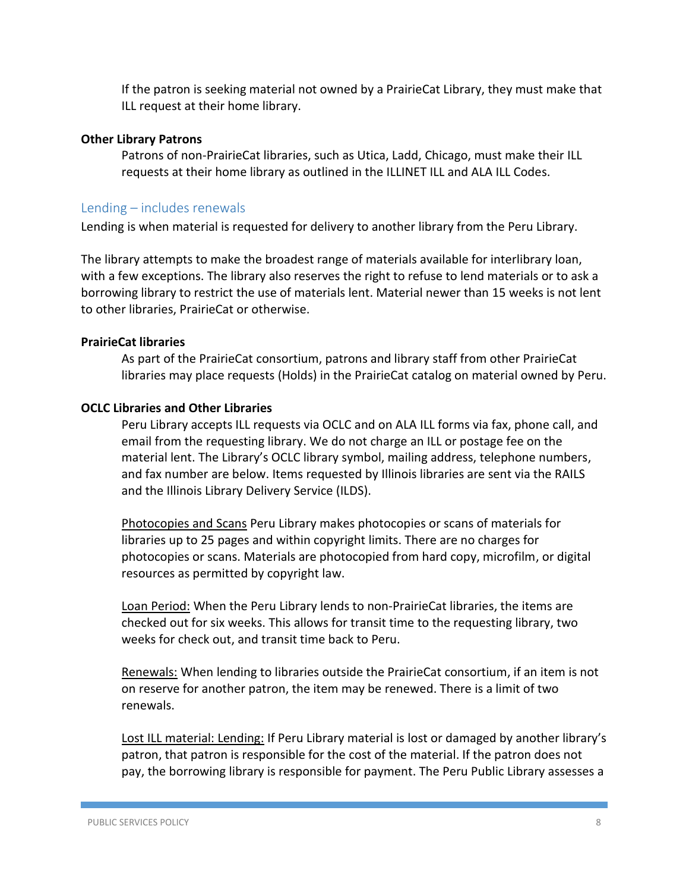If the patron is seeking material not owned by a PrairieCat Library, they must make that ILL request at their home library.

**Other Library Patrons**

Patrons of non-PrairieCat libraries, such as Utica, Ladd, Chicago, must make their ILL requests at their home library as outlined in the ILLINET ILL and ALA ILL Codes.

## Lending – includes renewals

Lending is when material is requested for delivery to another library from the Peru Library.

The library attempts to make the broadest range of materials available for interlibrary loan, with a few exceptions. The library also reserves the right to refuse to lend materials or to ask a borrowing library to restrict the use of materials lent. Material newer than 15 weeks is not lent to other libraries, PrairieCat or otherwise.

**PrairieCat libraries**

As part of the PrairieCat consortium, patrons and library staff from other PrairieCat libraries may place requests (Holds) in the PrairieCat catalog on material owned by Peru.

**OCLC Libraries and Other Libraries**

Peru Library accepts ILL requests via OCLC and on ALA ILL forms via fax, phone call, and email from the requesting library. We do not charge an ILL or postage fee on the material lent. The Library's OCLC library symbol, mailing address, telephone numbers, and fax number are below. Items requested by Illinois libraries are sent via the RAILS and the Illinois Library Delivery Service (ILDS).

<u>Photocopies and Scans</u> Peru Library makes photocopies or scans of materials for libraries up to 25 pages and within copyright limits. There are no charges for photocopies or scans. Materials are photocopied from hard copy, microfilm, or digital resources as permitted by copyright law.

<u>Loan Period:</u> When the Peru Library lends to non-PrairieCat libraries, the items are checked out for six weeks. This allows for transit time to the requesting library, two weeks for check out, and transit time back to Peru.

<u>Renewals:</u> When lending to libraries outside the PrairieCat consortium, if an item is not on reserve for another patron, the item may be renewed. There is a limit of two renewals.

<u>Lost ILL material: Lending:</u> If Peru Library material is lost or damaged by another library's patron, that patron is responsible for the cost of the material. If the patron does not pay, the borrowing library is responsible for payment. The Peru Public Library assesses a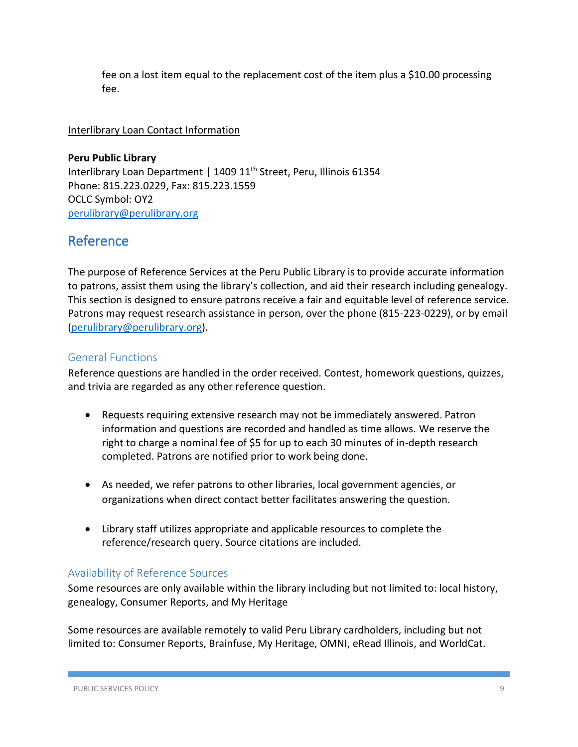fee on a lost item equal to the replacement cost of the item plus a $10.00 processing fee.

Interlibrary Loan Contact Information

**Peru Public Library**
Interlibrary Loan Department | 1409 11th Street, Peru, Illinois 61354
Phone: 815.223.0229, Fax: 815.223.1559
OCLC Symbol: OY2
perulibrary@perulibrary.org

## Reference

The purpose of Reference Services at the Peru Public Library is to provide accurate information to patrons, assist them using the library's collection, and aid their research including genealogy. This section is designed to ensure patrons receive a fair and equitable level of reference service. Patrons may request research assistance in person, over the phone (815-223-0229), or by email (perulibrary@perulibrary.org).

### General Functions

Reference questions are handled in the order received. Contest, homework questions, quizzes, and trivia are regarded as any other reference question.

- Requests requiring extensive research may not be immediately answered. Patron information and questions are recorded and handled as time allows. We reserve the right to charge a nominal fee of $5 for up to each 30 minutes of in-depth research completed. Patrons are notified prior to work being done.

- As needed, we refer patrons to other libraries, local government agencies, or organizations when direct contact better facilitates answering the question.

- Library staff utilizes appropriate and applicable resources to complete the reference/research query. Source citations are included.

### Availability of Reference Sources

Some resources are only available within the library including but not limited to: local history, genealogy, Consumer Reports, and My Heritage

Some resources are available remotely to valid Peru Library cardholders, including but not limited to: Consumer Reports, Brainfuse, My Heritage, OMNI, eRead Illinois, and WorldCat.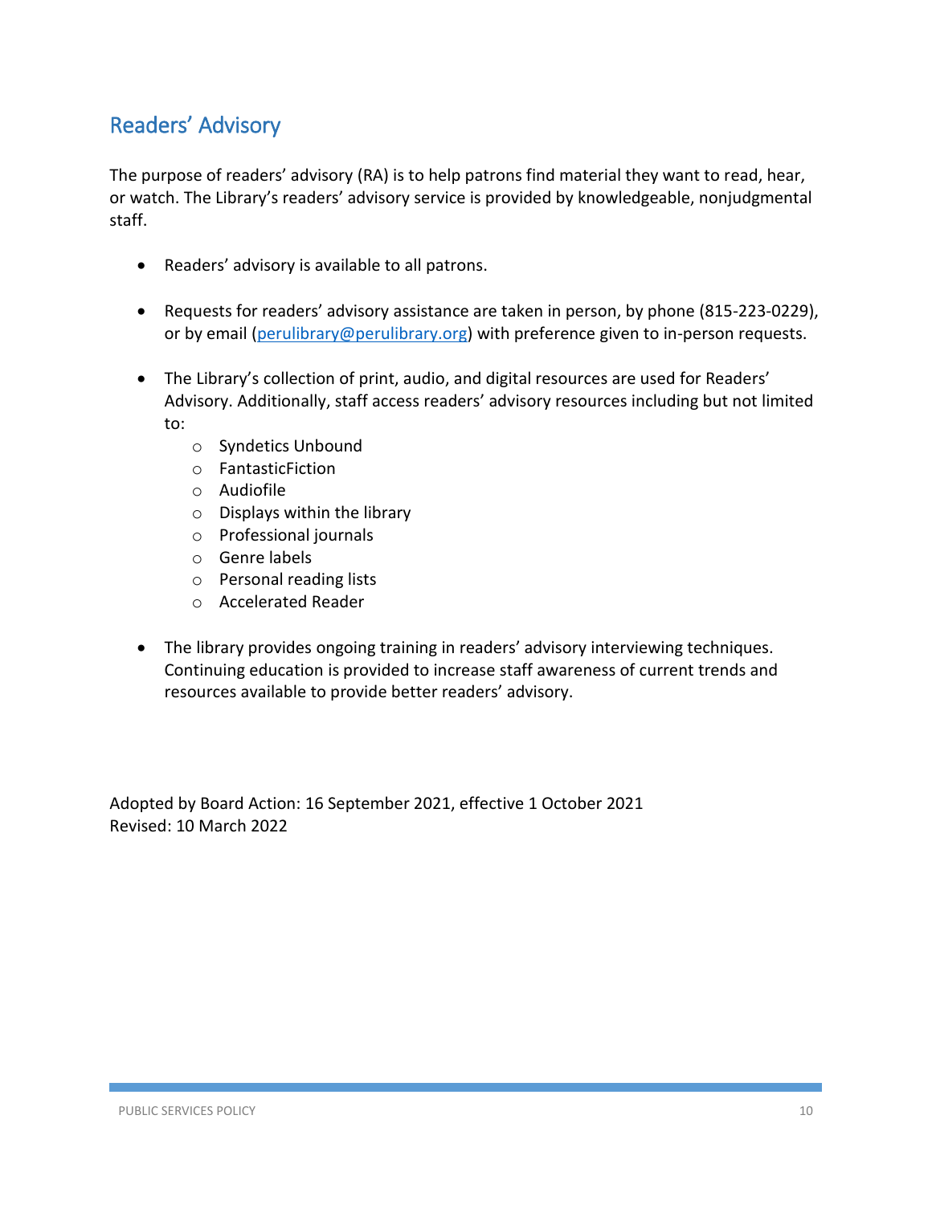## Readers' Advisory

The purpose of readers' advisory (RA) is to help patrons find material they want to read, hear, or watch. The Library's readers' advisory service is provided by knowledgeable, nonjudgmental staff.

- Readers' advisory is available to all patrons.

- Requests for readers' advisory assistance are taken in person, by phone (815-223-0229), or by email (perulibrary@perulibrary.org) with preference given to in-person requests.

- The Library's collection of print, audio, and digital resources are used for Readers' Advisory. Additionally, staff access readers' advisory resources including but not limited to:
  - Syndetics Unbound
  - FantasticFiction
  - Audiofile
  - Displays within the library
  - Professional journals
  - Genre labels
  - Personal reading lists
  - Accelerated Reader

- The library provides ongoing training in readers' advisory interviewing techniques. Continuing education is provided to increase staff awareness of current trends and resources available to provide better readers' advisory.

Adopted by Board Action: 16 September 2021, effective 1 October 2021
Revised: 10 March 2022